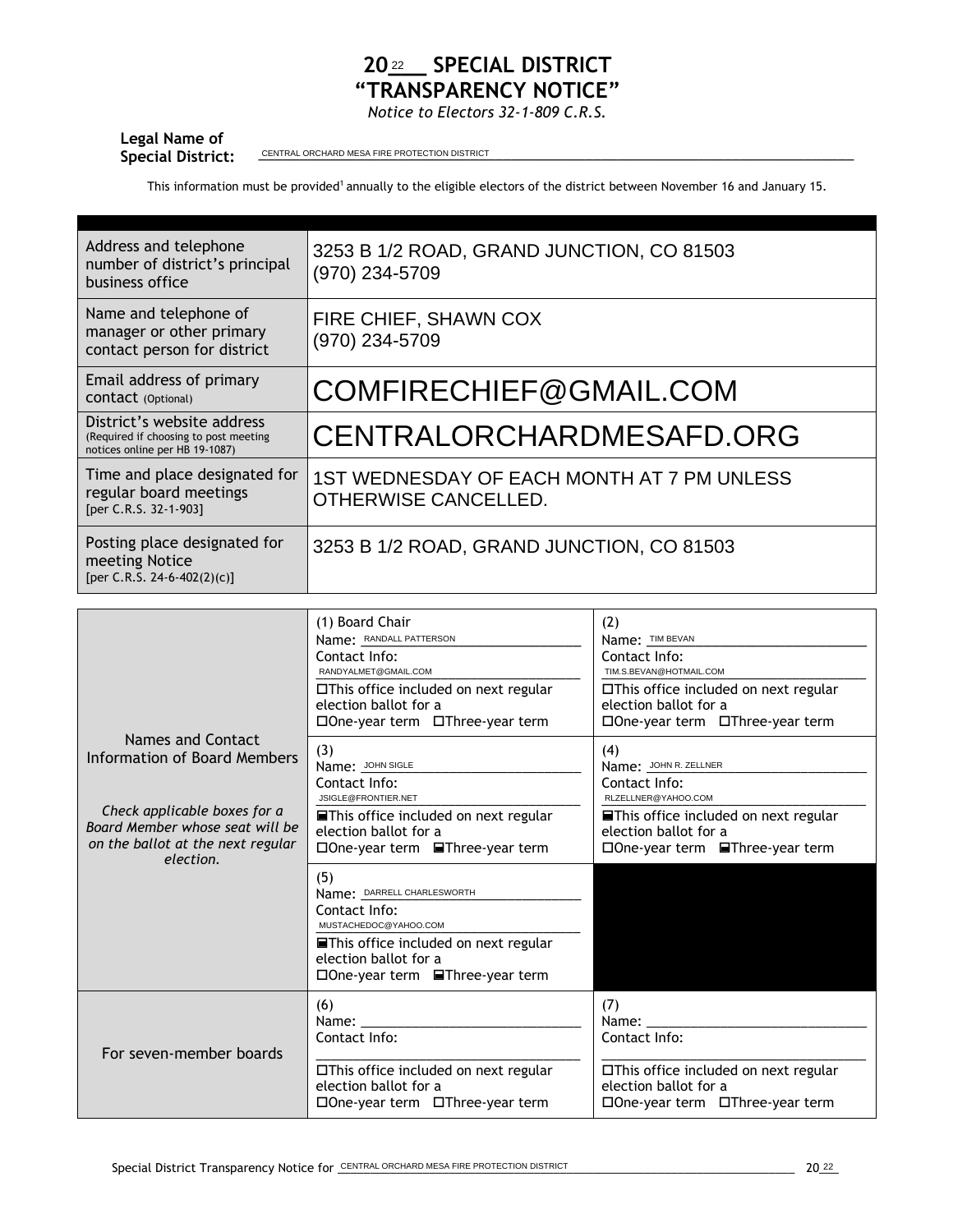# 2022 SPECIAL DISTRICT "TRANSPARENCY NOTICE"

*Notice to Electors 32-1-809 C.R.S.*

**Legal Name of Special District:** CENTRAL ORCHARD MESA FIRE PROTECTION DISTRICT

This information must be provided[1] annually to the eligible electors of the district between November 16 and January 15.

| | |
|---|---|
| Address and telephone number of district's principal business office | 3253 B 1/2 ROAD, GRAND JUNCTION, CO 81503<br>(970) 234-5709 |
| Name and telephone of manager or other primary contact person for district | FIRE CHIEF, SHAWN COX<br>(970) 234-5709 |
| Email address of primary contact (Optional) | COMFIRECHIEF@GMAIL.COM |
| District's website address (Required if choosing to post meeting notices online per HB 19-1087) | CENTRALORCHARDMESAFD.ORG |
| Time and place designated for regular board meetings [per C.R.S. 32-1-903] | 1ST WEDNESDAY OF EACH MONTH AT 7 PM UNLESS OTHERWISE CANCELLED. |
| Posting place designated for meeting Notice [per C.R.S. 24-6-402(2)(c)] | 3253 B 1/2 ROAD, GRAND JUNCTION, CO 81503 |

| | | |
|---|---|---|
| Names and Contact Information of Board Members<br><br>*Check applicable boxes for a Board Member whose seat will be on the ballot at the next regular election.* | (1) Board Chair<br>Name: RANDALL PATTERSON<br>Contact Info: RANDYALMET@GMAIL.COM<br>☐This office included on next regular election ballot for a<br>☐One-year term ☐Three-year term | (2)<br>Name: TIM BEVAN<br>Contact Info: TIM.S.BEVAN@HOTMAIL.COM<br>☐This office included on next regular election ballot for a<br>☐One-year term ☐Three-year term |
| | (3)<br>Name: JOHN SIGLE<br>Contact Info: JSIGLE@FRONTIER.NET<br>☒This office included on next regular election ballot for a<br>☐One-year term ☒Three-year term | (4)<br>Name: JOHN R. ZELLNER<br>Contact Info: RLZELLNER@YAHOO.COM<br>☒This office included on next regular election ballot for a<br>☐One-year term ☒Three-year term |
| | (5)<br>Name: DARRELL CHARLESWORTH<br>Contact Info: MUSTACHEDOC@YAHOO.COM<br>☒This office included on next regular election ballot for a<br>☐One-year term ☒Three-year term | |
| For seven-member boards | (6)<br>Name:<br>Contact Info:<br>☐This office included on next regular election ballot for a<br>☐One-year term ☐Three-year term | (7)<br>Name:<br>Contact Info:<br>☐This office included on next regular election ballot for a<br>☐One-year term ☐Three-year term |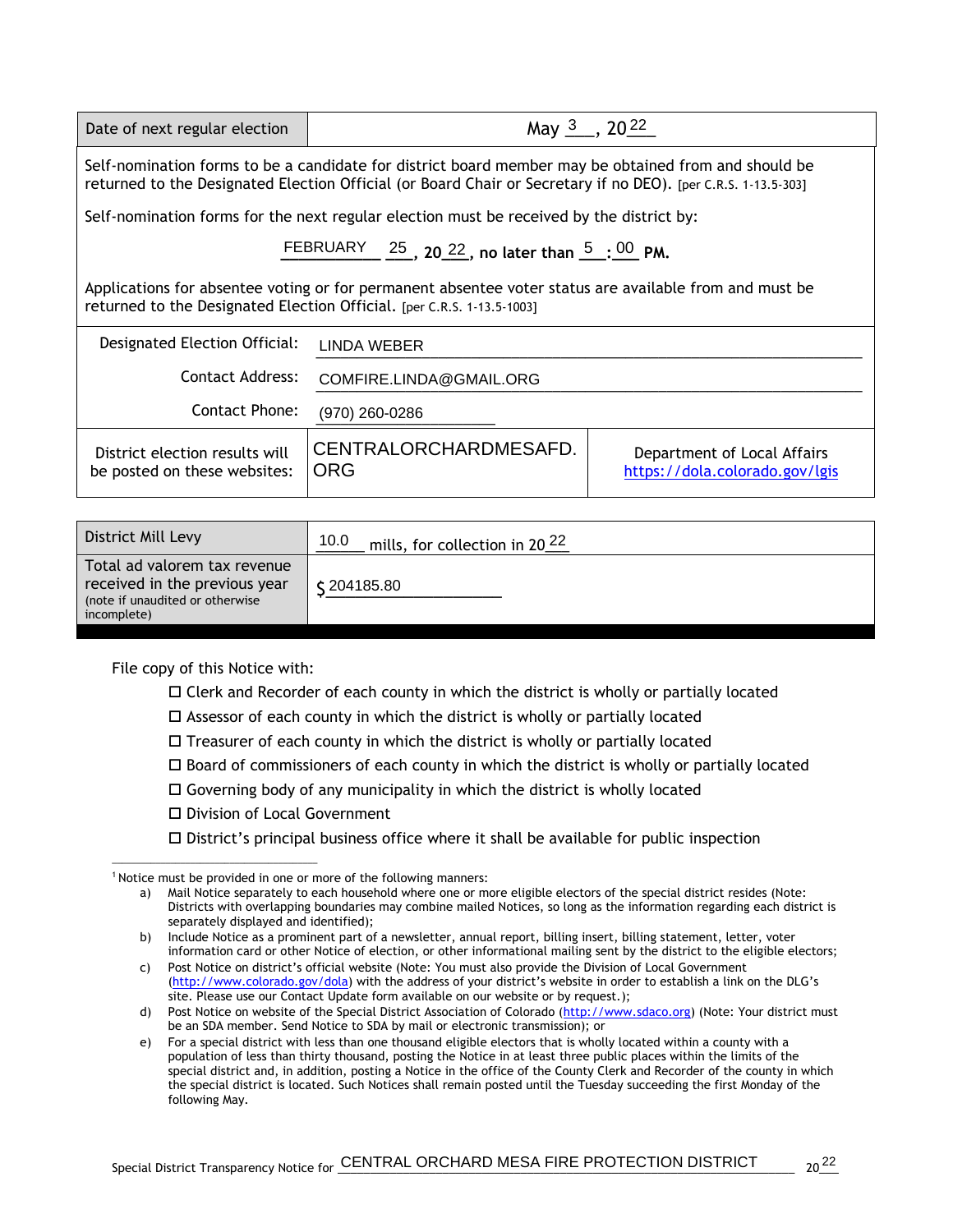| Date of next regular election | May 3, 2022 | |
|---|---|---|
| Self-nomination forms to be a candidate for district board member may be obtained from and should be returned to the Designated Election Official (or Board Chair or Secretary if no DEO). [per C.R.S. 1-13.5-303]<br><br>Self-nomination forms for the next regular election must be received by the district by:<br><br>**FEBRUARY 25, 2022, no later than 5:00 PM.**<br><br>Applications for absentee voting or for permanent absentee voter status are available from and must be returned to the Designated Election Official. [per C.R.S. 1-13.5-1003] | | |
| Designated Election Official: | LINDA WEBER | |
| Contact Address: | COMFIRE.LINDA@GMAIL.ORG | |
| Contact Phone: | (970) 260-0286 | |
| District election results will be posted on these websites: | CENTRALORCHARDMESAFD.ORG | Department of Local Affairs https://dola.colorado.gov/lgis |

| District Mill Levy | 10.0 mills, for collection in 2022 |
|---|---|
| Total ad valorem tax revenue received in the previous year (note if unaudited or otherwise incomplete) | $ 204185.80 |

File copy of this Notice with:

- ☐ Clerk and Recorder of each county in which the district is wholly or partially located
- ☐ Assessor of each county in which the district is wholly or partially located
- ☐ Treasurer of each county in which the district is wholly or partially located
- ☐ Board of commissioners of each county in which the district is wholly or partially located
- ☐ Governing body of any municipality in which the district is wholly located
- ☐ Division of Local Government
- ☐ District's principal business office where it shall be available for public inspection

---

[1] Notice must be provided in one or more of the following manners:

a) Mail Notice separately to each household where one or more eligible electors of the special district resides (Note: Districts with overlapping boundaries may combine mailed Notices, so long as the information regarding each district is separately displayed and identified);

b) Include Notice as a prominent part of a newsletter, annual report, billing insert, billing statement, letter, voter information card or other Notice of election, or other informational mailing sent by the district to the eligible electors;

c) Post Notice on district's official website (Note: You must also provide the Division of Local Government (http://www.colorado.gov/dola) with the address of your district's website in order to establish a link on the DLG's site. Please use our Contact Update form available on our website or by request.);

d) Post Notice on website of the Special District Association of Colorado (http://www.sdaco.org) (Note: Your district must be an SDA member. Send Notice to SDA by mail or electronic transmission); or

e) For a special district with less than one thousand eligible electors that is wholly located within a county with a population of less than thirty thousand, posting the Notice in at least three public places within the limits of the special district and, in addition, posting a Notice in the office of the County Clerk and Recorder of the county in which the special district is located. Such Notices shall remain posted until the Tuesday succeeding the first Monday of the following May.

Special District Transparency Notice for CENTRAL ORCHARD MESA FIRE PROTECTION DISTRICT 2022